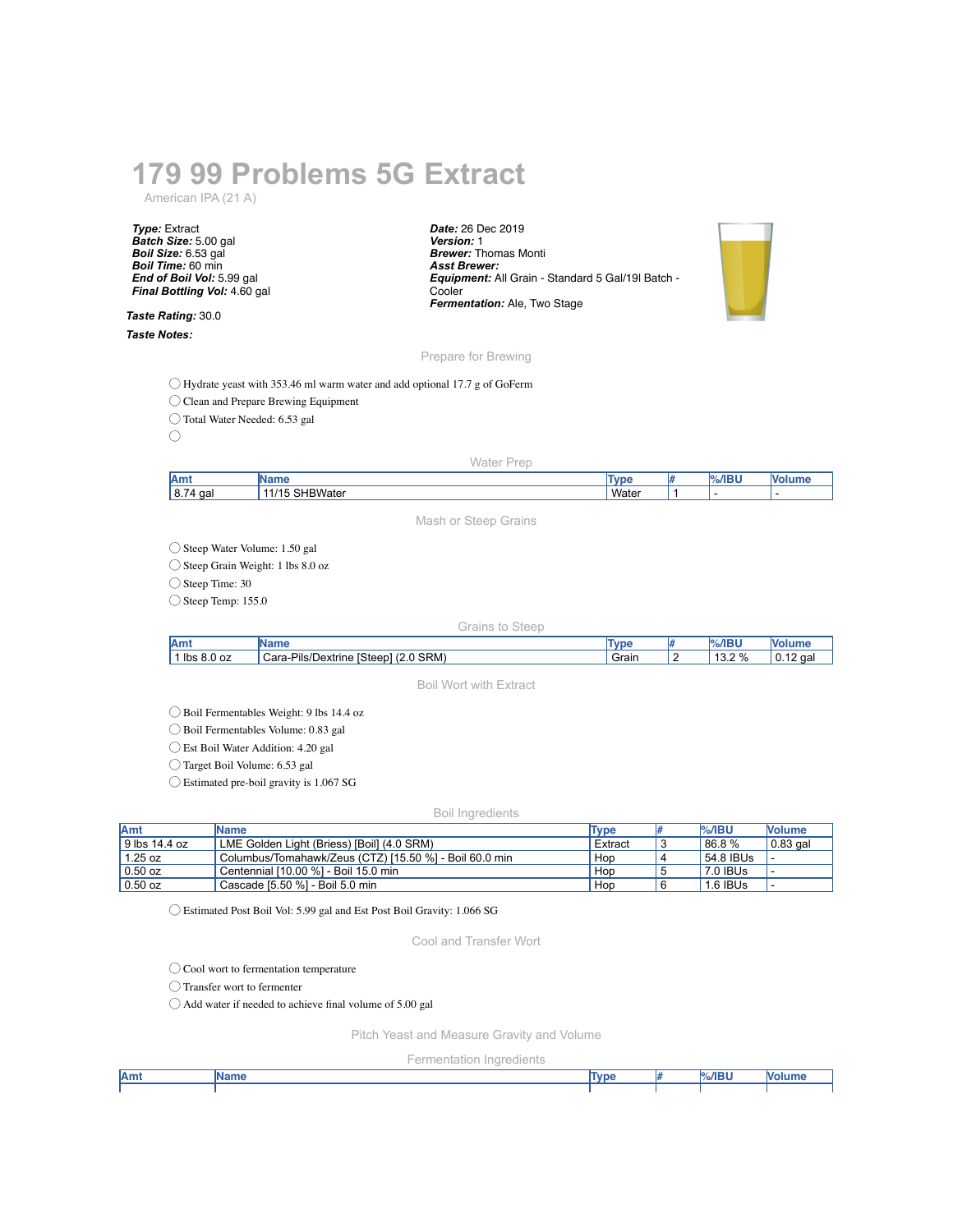# 179 99 Problems 5G Extract

American IPA (21 A)

***Type:*** Extract
***Batch Size:*** 5.00 gal
***Boil Size:*** 6.53 gal
***Boil Time:*** 60 min
***End of Boil Vol:*** 5.99 gal
***Final Bottling Vol:*** 4.60 gal

***Date:*** 26 Dec 2019
***Version:*** 1
***Brewer:*** Thomas Monti
***Asst Brewer:***
***Equipment:*** All Grain - Standard 5 Gal/19l Batch - Cooler
***Fermentation:*** Ale, Two Stage

***Taste Rating:*** 30.0

***Taste Notes:***

## Prepare for Brewing

- ◯ Hydrate yeast with 353.46 ml warm water and add optional 17.7 g of GoFerm
- ◯ Clean and Prepare Brewing Equipment
- ◯ Total Water Needed: 6.53 gal
- ◯

## Water Prep

| Amt | Name | Type | # | %/IBU | Volume |
|---|---|---|---|---|---|
| 8.74 gal | 11/15 SHBWater | Water | 1 | - | - |

## Mash or Steep Grains

- ◯ Steep Water Volume: 1.50 gal
- ◯ Steep Grain Weight: 1 lbs 8.0 oz
- ◯ Steep Time: 30
- ◯ Steep Temp: 155.0

## Grains to Steep

| Amt | Name | Type | # | %/IBU | Volume |
|---|---|---|---|---|---|
| 1 lbs 8.0 oz | Cara-Pils/Dextrine [Steep] (2.0 SRM) | Grain | 2 | 13.2 % | 0.12 gal |

## Boil Wort with Extract

- ◯ Boil Fermentables Weight: 9 lbs 14.4 oz
- ◯ Boil Fermentables Volume: 0.83 gal
- ◯ Est Boil Water Addition: 4.20 gal
- ◯ Target Boil Volume: 6.53 gal
- ◯ Estimated pre-boil gravity is 1.067 SG

## Boil Ingredients

| Amt | Name | Type | # | %/IBU | Volume |
|---|---|---|---|---|---|
| 9 lbs 14.4 oz | LME Golden Light (Briess) [Boil] (4.0 SRM) | Extract | 3 | 86.8 % | 0.83 gal |
| 1.25 oz | Columbus/Tomahawk/Zeus (CTZ) [15.50 %] - Boil 60.0 min | Hop | 4 | 54.8 IBUs | - |
| 0.50 oz | Centennial [10.00 %] - Boil 15.0 min | Hop | 5 | 7.0 IBUs | - |
| 0.50 oz | Cascade [5.50 %] - Boil 5.0 min | Hop | 6 | 1.6 IBUs | - |

- ◯ Estimated Post Boil Vol: 5.99 gal and Est Post Boil Gravity: 1.066 SG

## Cool and Transfer Wort

- ◯ Cool wort to fermentation temperature
- ◯ Transfer wort to fermenter
- ◯ Add water if needed to achieve final volume of 5.00 gal

## Pitch Yeast and Measure Gravity and Volume

## Fermentation Ingredients

| Amt | Name | Type | # | %/IBU | Volume |
|---|---|---|---|---|---|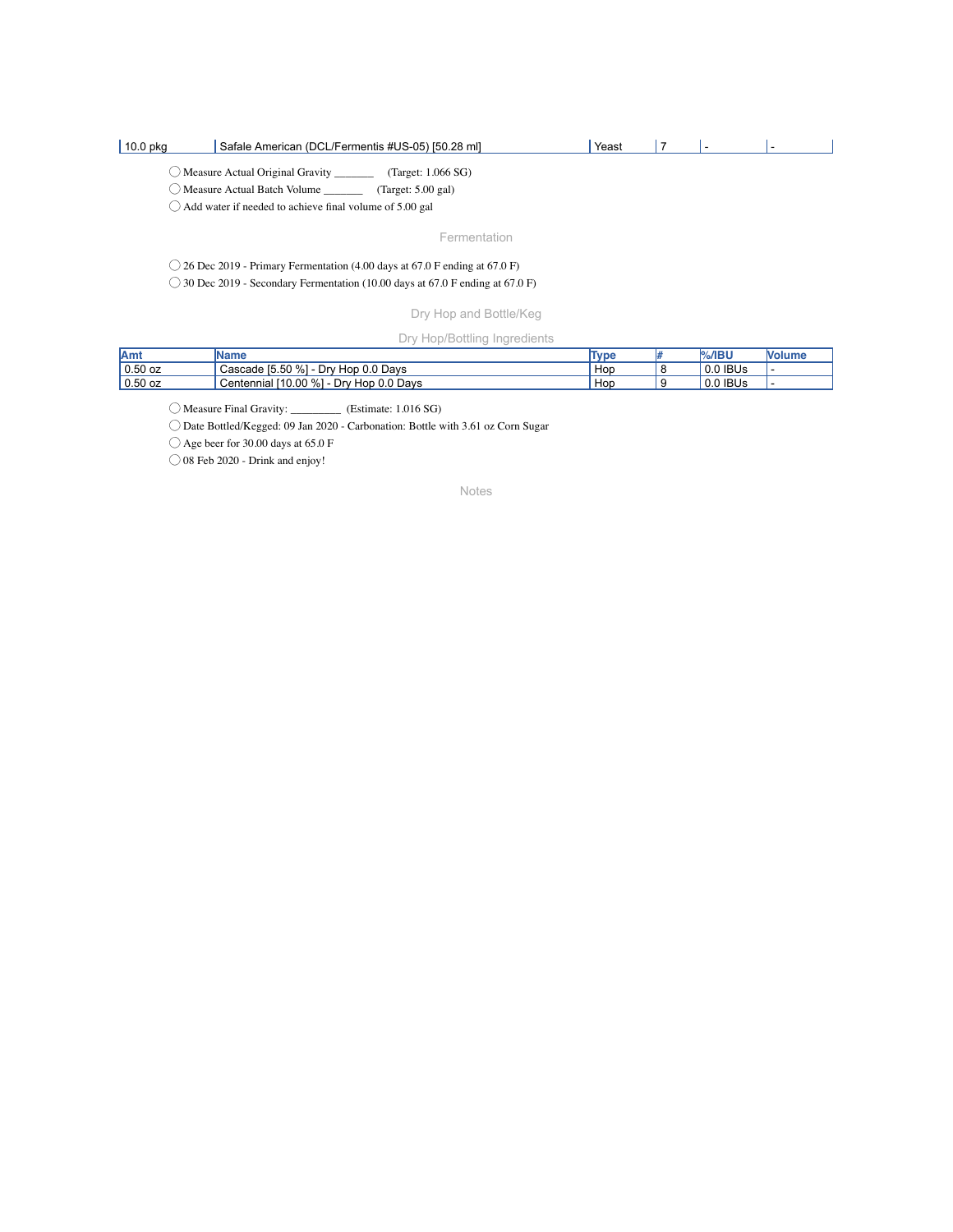| | | | | | |
|---|---|---|---|---|---|
| 10.0 pkg | Safale American (DCL/Fermentis #US-05) [50.28 ml] | Yeast | 7 | - | - |

◯ Measure Actual Original Gravity _______ (Target: 1.066 SG)

◯ Measure Actual Batch Volume _______ (Target: 5.00 gal)

◯ Add water if needed to achieve final volume of 5.00 gal

## Fermentation

◯ 26 Dec 2019 - Primary Fermentation (4.00 days at 67.0 F ending at 67.0 F)

◯ 30 Dec 2019 - Secondary Fermentation (10.00 days at 67.0 F ending at 67.0 F)

## Dry Hop and Bottle/Keg

### Dry Hop/Bottling Ingredients

| Amt | Name | Type | # | %/IBU | Volume |
|---|---|---|---|---|---|
| 0.50 oz | Cascade [5.50 %] - Dry Hop 0.0 Days | Hop | 8 | 0.0 IBUs | - |
| 0.50 oz | Centennial [10.00 %] - Dry Hop 0.0 Days | Hop | 9 | 0.0 IBUs | - |

◯ Measure Final Gravity: _________ (Estimate: 1.016 SG)

◯ Date Bottled/Kegged: 09 Jan 2020 - Carbonation: Bottle with 3.61 oz Corn Sugar

◯ Age beer for 30.00 days at 65.0 F

◯ 08 Feb 2020 - Drink and enjoy!

## Notes